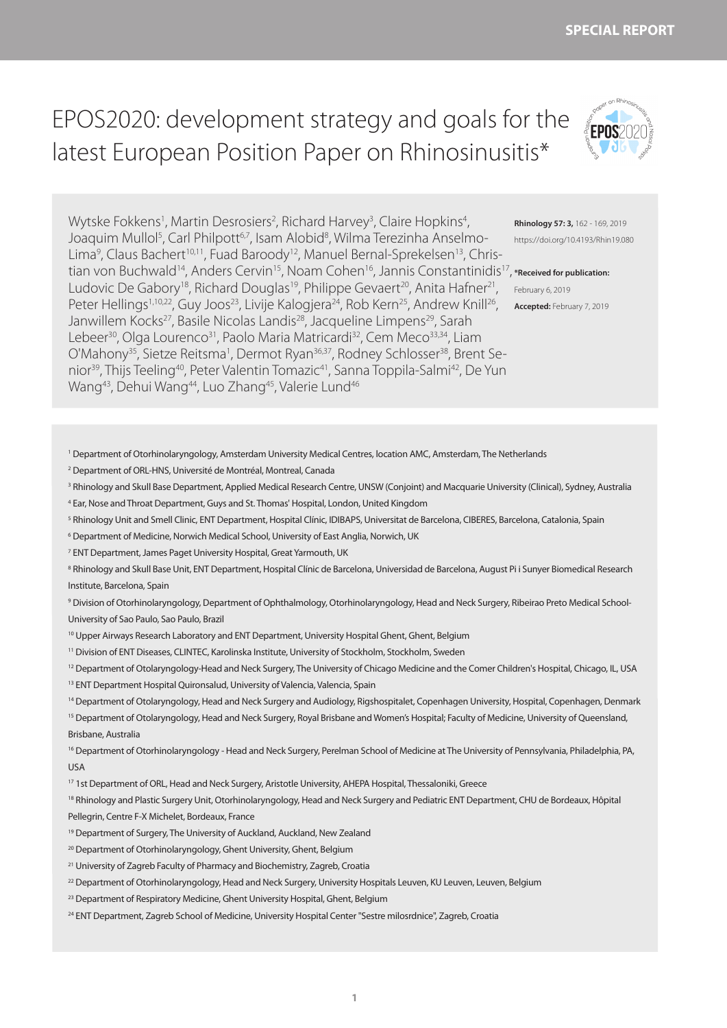# EPOS2020: development strategy and goals for the latest European Position Paper on Rhinosinusitis*

Wytske Fokkens[1], Martin Desrosiers[2], Richard Harvey[3], Claire Hopkins[4], Joaquim Mullol[5], Carl Philpott[6,7], Isam Alobid[8], Wilma Terezinha Anselmo-Lima[9], Claus Bachert[10,11], Fuad Baroody[12], Manuel Bernal-Sprekelsen[13], Christian von Buchwald[14], Anders Cervin[15], Noam Cohen[16], Jannis Constantinidis[17], Ludovic De Gabory[18], Richard Douglas[19], Philippe Gevaert[20], Anita Hafner[21], Peter Hellings[1,10,22], Guy Joos[23], Livije Kalogjera[24], Rob Kern[25], Andrew Knill[26], Janwillem Kocks[27], Basile Nicolas Landis[28], Jacqueline Limpens[29], Sarah Lebeer[30], Olga Lourenco[31], Paolo Maria Matricardi[32], Cem Meco[33,34], Liam O'Mahony[35], Sietze Reitsma[1], Dermot Ryan[36,37], Rodney Schlosser[38], Brent Senior[39], Thijs Teeling[40], Peter Valentin Tomazic[41], Sanna Toppila-Salmi[42], De Yun Wang[43], Dehui Wang[44], Luo Zhang[45], Valerie Lund[46]

**Rhinology 57: 3,** 162 - 169, 2019
https://doi.org/10.4193/Rhin19.080

***Received for publication:**
February 6, 2019
**Accepted:** February 7, 2019

[1] Department of Otorhinolaryngology, Amsterdam University Medical Centres, location AMC, Amsterdam, The Netherlands
[2] Department of ORL-HNS, Université de Montréal, Montreal, Canada
[3] Rhinology and Skull Base Department, Applied Medical Research Centre, UNSW (Conjoint) and Macquarie University (Clinical), Sydney, Australia
[4] Ear, Nose and Throat Department, Guys and St. Thomas' Hospital, London, United Kingdom
[5] Rhinology Unit and Smell Clinic, ENT Department, Hospital Clínic, IDIBAPS, Universitat de Barcelona, CIBERES, Barcelona, Catalonia, Spain
[6] Department of Medicine, Norwich Medical School, University of East Anglia, Norwich, UK
[7] ENT Department, James Paget University Hospital, Great Yarmouth, UK
[8] Rhinology and Skull Base Unit, ENT Department, Hospital Clínic de Barcelona, Universidad de Barcelona, August Pi i Sunyer Biomedical Research Institute, Barcelona, Spain
[9] Division of Otorhinolaryngology, Department of Ophthalmology, Otorhinolaryngology, Head and Neck Surgery, Ribeirao Preto Medical School-University of Sao Paulo, Sao Paulo, Brazil
[10] Upper Airways Research Laboratory and ENT Department, University Hospital Ghent, Ghent, Belgium
[11] Division of ENT Diseases, CLINTEC, Karolinska Institute, University of Stockholm, Stockholm, Sweden
[12] Department of Otolaryngology-Head and Neck Surgery, The University of Chicago Medicine and the Comer Children's Hospital, Chicago, IL, USA
[13] ENT Department Hospital Quironsalud, University of Valencia, Valencia, Spain
[14] Department of Otolaryngology, Head and Neck Surgery and Audiology, Rigshospitalet, Copenhagen University, Hospital, Copenhagen, Denmark
[15] Department of Otolaryngology, Head and Neck Surgery, Royal Brisbane and Women's Hospital; Faculty of Medicine, University of Queensland, Brisbane, Australia
[16] Department of Otorhinolaryngology - Head and Neck Surgery, Perelman School of Medicine at The University of Pennsylvania, Philadelphia, PA, USA
[17] 1st Department of ORL, Head and Neck Surgery, Aristotle University, AHEPA Hospital, Thessaloniki, Greece
[18] Rhinology and Plastic Surgery Unit, Otorhinolaryngology, Head and Neck Surgery and Pediatric ENT Department, CHU de Bordeaux, Hôpital Pellegrin, Centre F-X Michelet, Bordeaux, France
[19] Department of Surgery, The University of Auckland, Auckland, New Zealand
[20] Department of Otorhinolaryngology, Ghent University, Ghent, Belgium
[21] University of Zagreb Faculty of Pharmacy and Biochemistry, Zagreb, Croatia
[22] Department of Otorhinolaryngology, Head and Neck Surgery, University Hospitals Leuven, KU Leuven, Leuven, Belgium
[23] Department of Respiratory Medicine, Ghent University Hospital, Ghent, Belgium
[24] ENT Department, Zagreb School of Medicine, University Hospital Center "Sestre milosrdnice", Zagreb, Croatia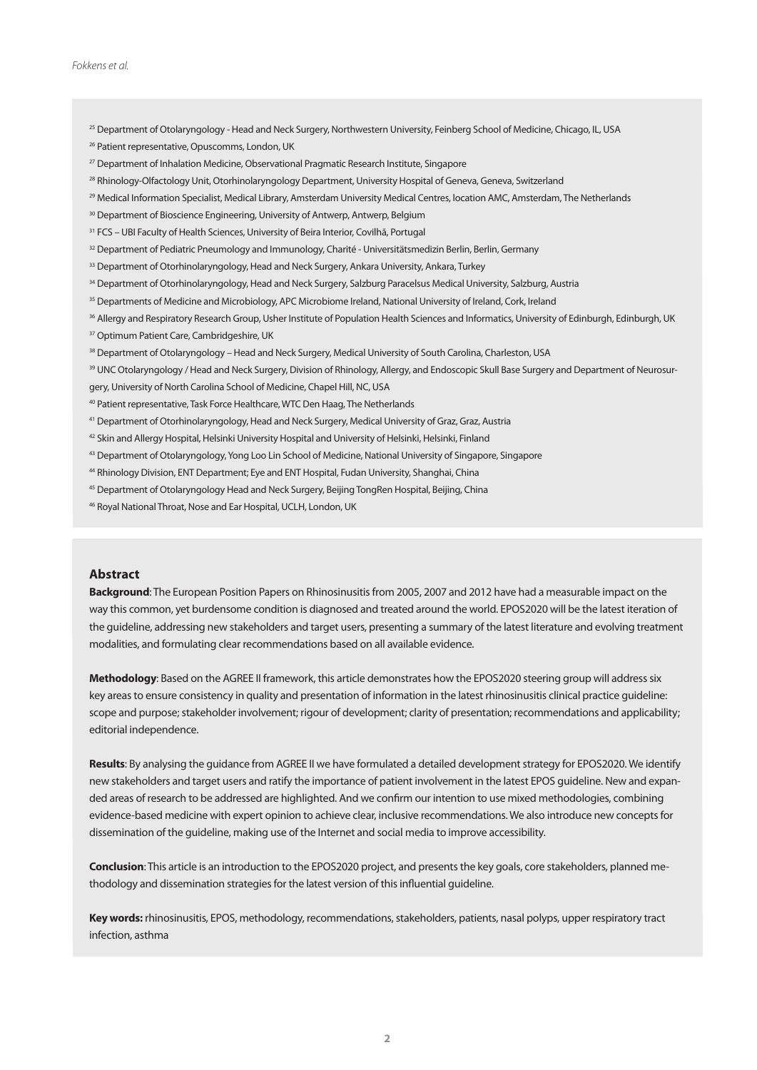[25] Department of Otolaryngology - Head and Neck Surgery, Northwestern University, Feinberg School of Medicine, Chicago, IL, USA

[26] Patient representative, Opuscomms, London, UK

[27] Department of Inhalation Medicine, Observational Pragmatic Research Institute, Singapore

[28] Rhinology-Olfactology Unit, Otorhinolaryngology Department, University Hospital of Geneva, Geneva, Switzerland

[29] Medical Information Specialist, Medical Library, Amsterdam University Medical Centres, location AMC, Amsterdam, The Netherlands

[30] Department of Bioscience Engineering, University of Antwerp, Antwerp, Belgium

[31] FCS – UBI Faculty of Health Sciences, University of Beira Interior, Covilhã, Portugal

[32] Department of Pediatric Pneumology and Immunology, Charité - Universitätsmedizin Berlin, Berlin, Germany

[33] Department of Otorhinolaryngology, Head and Neck Surgery, Ankara University, Ankara, Turkey

[34] Department of Otorhinolaryngology, Head and Neck Surgery, Salzburg Paracelsus Medical University, Salzburg, Austria

[35] Departments of Medicine and Microbiology, APC Microbiome Ireland, National University of Ireland, Cork, Ireland

[36] Allergy and Respiratory Research Group, Usher Institute of Population Health Sciences and Informatics, University of Edinburgh, Edinburgh, UK

[37] Optimum Patient Care, Cambridgeshire, UK

[38] Department of Otolaryngology – Head and Neck Surgery, Medical University of South Carolina, Charleston, USA

[39] UNC Otolaryngology / Head and Neck Surgery, Division of Rhinology, Allergy, and Endoscopic Skull Base Surgery and Department of Neurosurgery, University of North Carolina School of Medicine, Chapel Hill, NC, USA

[40] Patient representative, Task Force Healthcare, WTC Den Haag, The Netherlands

[41] Department of Otorhinolaryngology, Head and Neck Surgery, Medical University of Graz, Graz, Austria

[42] Skin and Allergy Hospital, Helsinki University Hospital and University of Helsinki, Helsinki, Finland

[43] Department of Otolaryngology, Yong Loo Lin School of Medicine, National University of Singapore, Singapore

[44] Rhinology Division, ENT Department; Eye and ENT Hospital, Fudan University, Shanghai, China

[45] Department of Otolaryngology Head and Neck Surgery, Beijing TongRen Hospital, Beijing, China

[46] Royal National Throat, Nose and Ear Hospital, UCLH, London, UK

## Abstract

**Background**: The European Position Papers on Rhinosinusitis from 2005, 2007 and 2012 have had a measurable impact on the way this common, yet burdensome condition is diagnosed and treated around the world. EPOS2020 will be the latest iteration of the guideline, addressing new stakeholders and target users, presenting a summary of the latest literature and evolving treatment modalities, and formulating clear recommendations based on all available evidence.

**Methodology**: Based on the AGREE II framework, this article demonstrates how the EPOS2020 steering group will address six key areas to ensure consistency in quality and presentation of information in the latest rhinosinusitis clinical practice guideline: scope and purpose; stakeholder involvement; rigour of development; clarity of presentation; recommendations and applicability; editorial independence.

**Results**: By analysing the guidance from AGREE II we have formulated a detailed development strategy for EPOS2020. We identify new stakeholders and target users and ratify the importance of patient involvement in the latest EPOS guideline. New and expanded areas of research to be addressed are highlighted. And we confirm our intention to use mixed methodologies, combining evidence-based medicine with expert opinion to achieve clear, inclusive recommendations. We also introduce new concepts for dissemination of the guideline, making use of the Internet and social media to improve accessibility.

**Conclusion**: This article is an introduction to the EPOS2020 project, and presents the key goals, core stakeholders, planned methodology and dissemination strategies for the latest version of this influential guideline.

**Key words:** rhinosinusitis, EPOS, methodology, recommendations, stakeholders, patients, nasal polyps, upper respiratory tract infection, asthma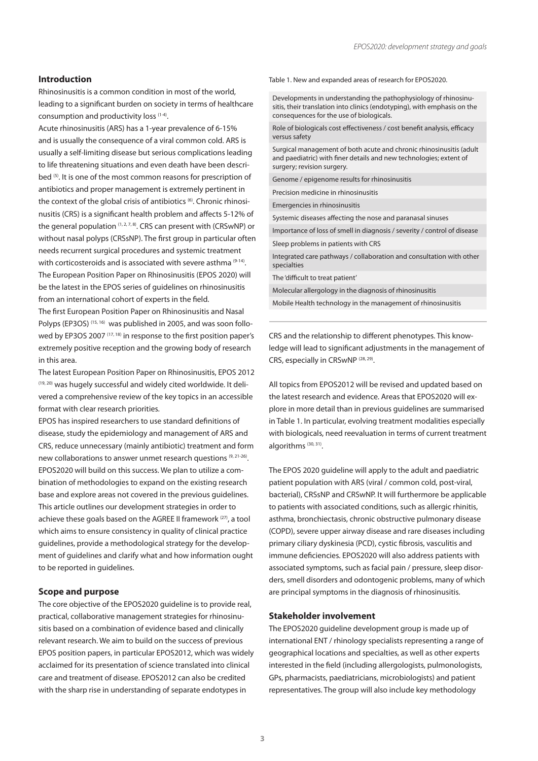## Introduction

Rhinosinusitis is a common condition in most of the world, leading to a significant burden on society in terms of healthcare consumption and productivity loss [1-4].

Acute rhinosinusitis (ARS) has a 1-year prevalence of 6-15% and is usually the consequence of a viral common cold. ARS is usually a self-limiting disease but serious complications leading to life threatening situations and even death have been described [5]. It is one of the most common reasons for prescription of antibiotics and proper management is extremely pertinent in the context of the global crisis of antibiotics [6]. Chronic rhinosinusitis (CRS) is a significant health problem and affects 5-12% of the general population [1, 2, 7, 8]. CRS can present with (CRSwNP) or without nasal polyps (CRSsNP). The first group in particular often needs recurrent surgical procedures and systemic treatment with corticosteroids and is associated with severe asthma [9-14]. The European Position Paper on Rhinosinusitis (EPOS 2020) will be the latest in the EPOS series of guidelines on rhinosinusitis from an international cohort of experts in the field.

The first European Position Paper on Rhinosinusitis and Nasal Polyps (EP3OS) [15, 16] was published in 2005, and was soon followed by EP3OS 2007 [17, 18] in response to the first position paper's extremely positive reception and the growing body of research in this area.

The latest European Position Paper on Rhinosinusitis, EPOS 2012 [19, 20] was hugely successful and widely cited worldwide. It delivered a comprehensive review of the key topics in an accessible format with clear research priorities.

EPOS has inspired researchers to use standard definitions of disease, study the epidemiology and management of ARS and CRS, reduce unnecessary (mainly antibiotic) treatment and form new collaborations to answer unmet research questions [9, 21-26]. EPOS2020 will build on this success. We plan to utilize a combination of methodologies to expand on the existing research base and explore areas not covered in the previous guidelines. This article outlines our development strategies in order to achieve these goals based on the AGREE II framework [27], a tool which aims to ensure consistency in quality of clinical practice guidelines, provide a methodological strategy for the development of guidelines and clarify what and how information ought to be reported in guidelines.

## Scope and purpose

The core objective of the EPOS2020 guideline is to provide real, practical, collaborative management strategies for rhinosinusitis based on a combination of evidence based and clinically relevant research. We aim to build on the success of previous EPOS position papers, in particular EPOS2012, which was widely acclaimed for its presentation of science translated into clinical care and treatment of disease. EPOS2012 can also be credited with the sharp rise in understanding of separate endotypes in CRS and the relationship to different phenotypes. This knowledge will lead to significant adjustments in the management of CRS, especially in CRSwNP [28, 29].

Table 1. New and expanded areas of research for EPOS2020.

| |
|---|
| Developments in understanding the pathophysiology of rhinosinusitis, their translation into clinics (endotyping), with emphasis on the consequences for the use of biologicals. |
| Role of biologicals cost effectiveness / cost benefit analysis, efficacy versus safety |
| Surgical management of both acute and chronic rhinosinusitis (adult and paediatric) with finer details and new technologies; extent of surgery; revision surgery. |
| Genome / epigenome results for rhinosinusitis |
| Precision medicine in rhinosinusitis |
| Emergencies in rhinosinusitis |
| Systemic diseases affecting the nose and paranasal sinuses |
| Importance of loss of smell in diagnosis / severity / control of disease |
| Sleep problems in patients with CRS |
| Integrated care pathways / collaboration and consultation with other specialties |
| The 'difficult to treat patient' |
| Molecular allergology in the diagnosis of rhinosinusitis |
| Mobile Health technology in the management of rhinosinusitis |

All topics from EPOS2012 will be revised and updated based on the latest research and evidence. Areas that EPOS2020 will explore in more detail than in previous guidelines are summarised in Table 1. In particular, evolving treatment modalities especially with biologicals, need reevaluation in terms of current treatment algorithms [30, 31].

The EPOS 2020 guideline will apply to the adult and paediatric patient population with ARS (viral / common cold, post-viral, bacterial), CRSsNP and CRSwNP. It will furthermore be applicable to patients with associated conditions, such as allergic rhinitis, asthma, bronchiectasis, chronic obstructive pulmonary disease (COPD), severe upper airway disease and rare diseases including primary ciliary dyskinesia (PCD), cystic fibrosis, vasculitis and immune deficiencies. EPOS2020 will also address patients with associated symptoms, such as facial pain / pressure, sleep disorders, smell disorders and odontogenic problems, many of which are principal symptoms in the diagnosis of rhinosinusitis.

## Stakeholder involvement

The EPOS2020 guideline development group is made up of international ENT / rhinology specialists representing a range of geographical locations and specialties, as well as other experts interested in the field (including allergologists, pulmonologists, GPs, pharmacists, paediatricians, microbiologists) and patient representatives. The group will also include key methodology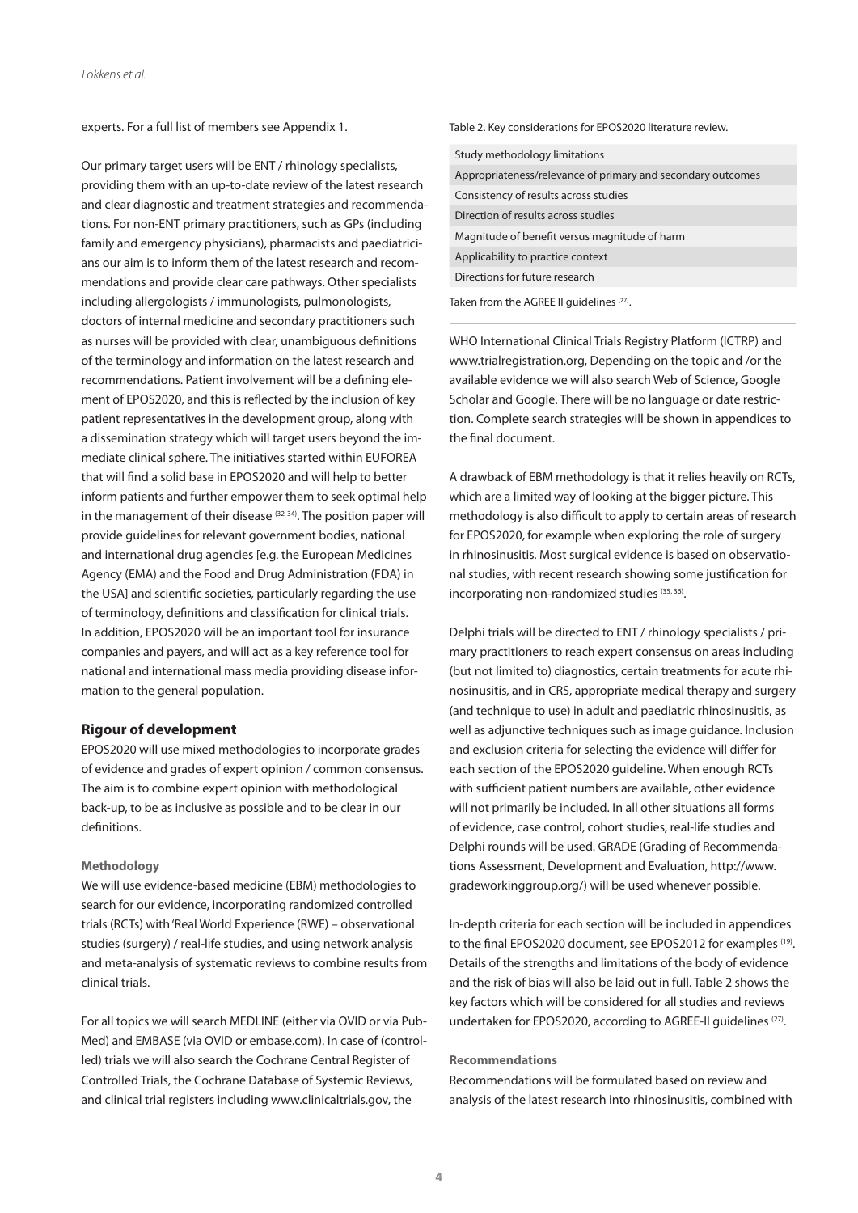experts. For a full list of members see Appendix 1.

Our primary target users will be ENT / rhinology specialists, providing them with an up-to-date review of the latest research and clear diagnostic and treatment strategies and recommendations. For non-ENT primary practitioners, such as GPs (including family and emergency physicians), pharmacists and paediatricians our aim is to inform them of the latest research and recommendations and provide clear care pathways. Other specialists including allergologists / immunologists, pulmonologists, doctors of internal medicine and secondary practitioners such as nurses will be provided with clear, unambiguous definitions of the terminology and information on the latest research and recommendations. Patient involvement will be a defining element of EPOS2020, and this is reflected by the inclusion of key patient representatives in the development group, along with a dissemination strategy which will target users beyond the immediate clinical sphere. The initiatives started within EUFOREA that will find a solid base in EPOS2020 and will help to better inform patients and further empower them to seek optimal help in the management of their disease [32-34]. The position paper will provide guidelines for relevant government bodies, national and international drug agencies [e.g. the European Medicines Agency (EMA) and the Food and Drug Administration (FDA) in the USA] and scientific societies, particularly regarding the use of terminology, definitions and classification for clinical trials. In addition, EPOS2020 will be an important tool for insurance companies and payers, and will act as a key reference tool for national and international mass media providing disease information to the general population.

## Rigour of development

EPOS2020 will use mixed methodologies to incorporate grades of evidence and grades of expert opinion / common consensus. The aim is to combine expert opinion with methodological back-up, to be as inclusive as possible and to be clear in our definitions.

### Methodology

We will use evidence-based medicine (EBM) methodologies to search for our evidence, incorporating randomized controlled trials (RCTs) with 'Real World Experience (RWE) – observational studies (surgery) / real-life studies, and using network analysis and meta-analysis of systematic reviews to combine results from clinical trials.

For all topics we will search MEDLINE (either via OVID or via PubMed) and EMBASE (via OVID or embase.com). In case of (controlled) trials we will also search the Cochrane Central Register of Controlled Trials, the Cochrane Database of Systemic Reviews, and clinical trial registers including www.clinicaltrials.gov, the WHO International Clinical Trials Registry Platform (ICTRP) and www.trialregistration.org, Depending on the topic and /or the available evidence we will also search Web of Science, Google Scholar and Google. There will be no language or date restriction. Complete search strategies will be shown in appendices to the final document.

Table 2. Key considerations for EPOS2020 literature review.

| Key considerations |
|---|
| Study methodology limitations |
| Appropriateness/relevance of primary and secondary outcomes |
| Consistency of results across studies |
| Direction of results across studies |
| Magnitude of benefit versus magnitude of harm |
| Applicability to practice context |
| Directions for future research |

Taken from the AGREE II guidelines [27].

A drawback of EBM methodology is that it relies heavily on RCTs, which are a limited way of looking at the bigger picture. This methodology is also difficult to apply to certain areas of research for EPOS2020, for example when exploring the role of surgery in rhinosinusitis. Most surgical evidence is based on observational studies, with recent research showing some justification for incorporating non-randomized studies [35, 36].

Delphi trials will be directed to ENT / rhinology specialists / primary practitioners to reach expert consensus on areas including (but not limited to) diagnostics, certain treatments for acute rhinosinusitis, and in CRS, appropriate medical therapy and surgery (and technique to use) in adult and paediatric rhinosinusitis, as well as adjunctive techniques such as image guidance. Inclusion and exclusion criteria for selecting the evidence will differ for each section of the EPOS2020 guideline. When enough RCTs with sufficient patient numbers are available, other evidence will not primarily be included. In all other situations all forms of evidence, case control, cohort studies, real-life studies and Delphi rounds will be used. GRADE (Grading of Recommendations Assessment, Development and Evaluation, http://www.gradeworkinggroup.org/) will be used whenever possible.

In-depth criteria for each section will be included in appendices to the final EPOS2020 document, see EPOS2012 for examples [19]. Details of the strengths and limitations of the body of evidence and the risk of bias will also be laid out in full. Table 2 shows the key factors which will be considered for all studies and reviews undertaken for EPOS2020, according to AGREE-II guidelines [27].

### Recommendations

Recommendations will be formulated based on review and analysis of the latest research into rhinosinusitis, combined with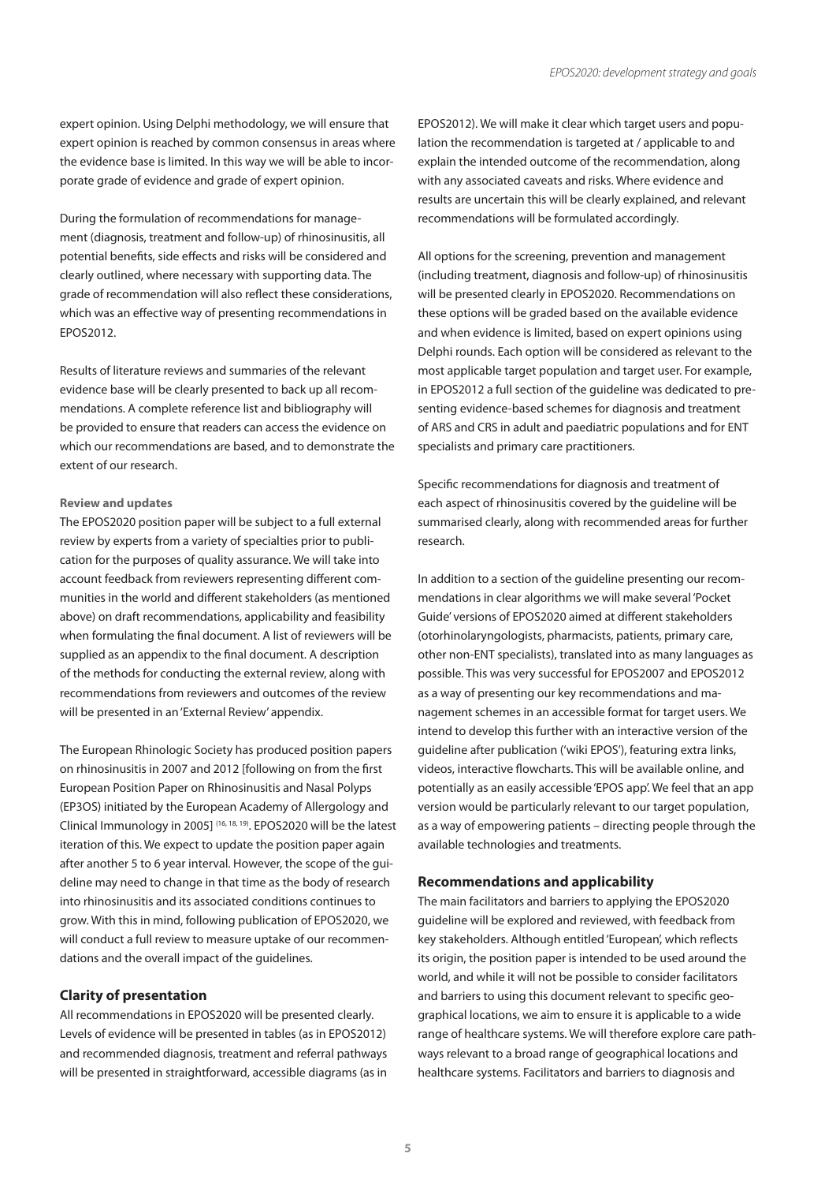expert opinion. Using Delphi methodology, we will ensure that expert opinion is reached by common consensus in areas where the evidence base is limited. In this way we will be able to incorporate grade of evidence and grade of expert opinion.

During the formulation of recommendations for management (diagnosis, treatment and follow-up) of rhinosinusitis, all potential benefits, side effects and risks will be considered and clearly outlined, where necessary with supporting data. The grade of recommendation will also reflect these considerations, which was an effective way of presenting recommendations in EPOS2012.

Results of literature reviews and summaries of the relevant evidence base will be clearly presented to back up all recommendations. A complete reference list and bibliography will be provided to ensure that readers can access the evidence on which our recommendations are based, and to demonstrate the extent of our research.

#### Review and updates

The EPOS2020 position paper will be subject to a full external review by experts from a variety of specialties prior to publication for the purposes of quality assurance. We will take into account feedback from reviewers representing different communities in the world and different stakeholders (as mentioned above) on draft recommendations, applicability and feasibility when formulating the final document. A list of reviewers will be supplied as an appendix to the final document. A description of the methods for conducting the external review, along with recommendations from reviewers and outcomes of the review will be presented in an 'External Review' appendix.

The European Rhinologic Society has produced position papers on rhinosinusitis in 2007 and 2012 [following on from the first European Position Paper on Rhinosinusitis and Nasal Polyps (EP3OS) initiated by the European Academy of Allergology and Clinical Immunology in 2005] [16, 18, 19]. EPOS2020 will be the latest iteration of this. We expect to update the position paper again after another 5 to 6 year interval. However, the scope of the guideline may need to change in that time as the body of research into rhinosinusitis and its associated conditions continues to grow. With this in mind, following publication of EPOS2020, we will conduct a full review to measure uptake of our recommendations and the overall impact of the guidelines.

### Clarity of presentation

All recommendations in EPOS2020 will be presented clearly. Levels of evidence will be presented in tables (as in EPOS2012) and recommended diagnosis, treatment and referral pathways will be presented in straightforward, accessible diagrams (as in EPOS2012). We will make it clear which target users and population the recommendation is targeted at / applicable to and explain the intended outcome of the recommendation, along with any associated caveats and risks. Where evidence and results are uncertain this will be clearly explained, and relevant recommendations will be formulated accordingly.

All options for the screening, prevention and management (including treatment, diagnosis and follow-up) of rhinosinusitis will be presented clearly in EPOS2020. Recommendations on these options will be graded based on the available evidence and when evidence is limited, based on expert opinions using Delphi rounds. Each option will be considered as relevant to the most applicable target population and target user. For example, in EPOS2012 a full section of the guideline was dedicated to presenting evidence-based schemes for diagnosis and treatment of ARS and CRS in adult and paediatric populations and for ENT specialists and primary care practitioners.

Specific recommendations for diagnosis and treatment of each aspect of rhinosinusitis covered by the guideline will be summarised clearly, along with recommended areas for further research.

In addition to a section of the guideline presenting our recommendations in clear algorithms we will make several 'Pocket Guide' versions of EPOS2020 aimed at different stakeholders (otorhinolaryngologists, pharmacists, patients, primary care, other non-ENT specialists), translated into as many languages as possible. This was very successful for EPOS2007 and EPOS2012 as a way of presenting our key recommendations and management schemes in an accessible format for target users. We intend to develop this further with an interactive version of the guideline after publication ('wiki EPOS'), featuring extra links, videos, interactive flowcharts. This will be available online, and potentially as an easily accessible 'EPOS app'. We feel that an app version would be particularly relevant to our target population, as a way of empowering patients – directing people through the available technologies and treatments.

### Recommendations and applicability

The main facilitators and barriers to applying the EPOS2020 guideline will be explored and reviewed, with feedback from key stakeholders. Although entitled 'European', which reflects its origin, the position paper is intended to be used around the world, and while it will not be possible to consider facilitators and barriers to using this document relevant to specific geographical locations, we aim to ensure it is applicable to a wide range of healthcare systems. We will therefore explore care pathways relevant to a broad range of geographical locations and healthcare systems. Facilitators and barriers to diagnosis and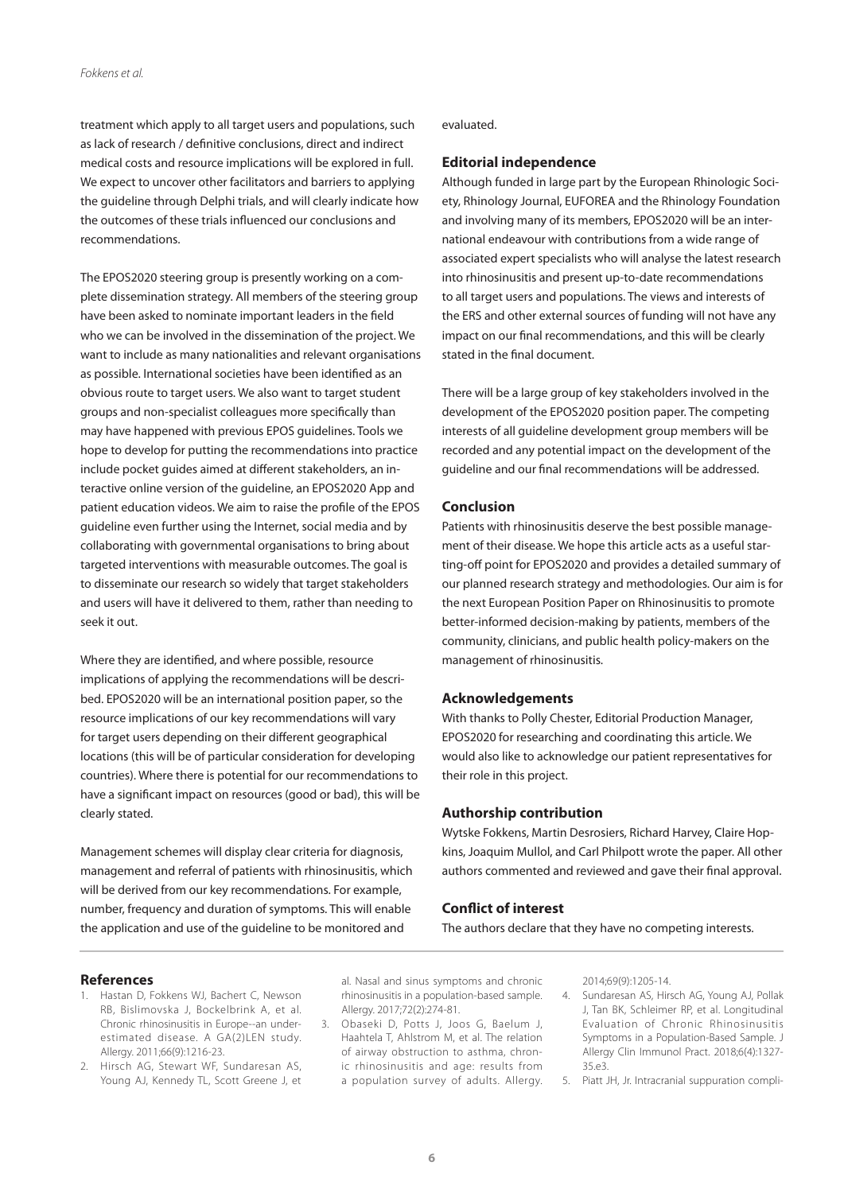treatment which apply to all target users and populations, such as lack of research / definitive conclusions, direct and indirect medical costs and resource implications will be explored in full. We expect to uncover other facilitators and barriers to applying the guideline through Delphi trials, and will clearly indicate how the outcomes of these trials influenced our conclusions and recommendations.

The EPOS2020 steering group is presently working on a complete dissemination strategy. All members of the steering group have been asked to nominate important leaders in the field who we can be involved in the dissemination of the project. We want to include as many nationalities and relevant organisations as possible. International societies have been identified as an obvious route to target users. We also want to target student groups and non-specialist colleagues more specifically than may have happened with previous EPOS guidelines. Tools we hope to develop for putting the recommendations into practice include pocket guides aimed at different stakeholders, an interactive online version of the guideline, an EPOS2020 App and patient education videos. We aim to raise the profile of the EPOS guideline even further using the Internet, social media and by collaborating with governmental organisations to bring about targeted interventions with measurable outcomes. The goal is to disseminate our research so widely that target stakeholders and users will have it delivered to them, rather than needing to seek it out.

Where they are identified, and where possible, resource implications of applying the recommendations will be described. EPOS2020 will be an international position paper, so the resource implications of our key recommendations will vary for target users depending on their different geographical locations (this will be of particular consideration for developing countries). Where there is potential for our recommendations to have a significant impact on resources (good or bad), this will be clearly stated.

Management schemes will display clear criteria for diagnosis, management and referral of patients with rhinosinusitis, which will be derived from our key recommendations. For example, number, frequency and duration of symptoms. This will enable the application and use of the guideline to be monitored and evaluated.

## Editorial independence

Although funded in large part by the European Rhinologic Society, Rhinology Journal, EUFOREA and the Rhinology Foundation and involving many of its members, EPOS2020 will be an international endeavour with contributions from a wide range of associated expert specialists who will analyse the latest research into rhinosinusitis and present up-to-date recommendations to all target users and populations. The views and interests of the ERS and other external sources of funding will not have any impact on our final recommendations, and this will be clearly stated in the final document.

There will be a large group of key stakeholders involved in the development of the EPOS2020 position paper. The competing interests of all guideline development group members will be recorded and any potential impact on the development of the guideline and our final recommendations will be addressed.

## Conclusion

Patients with rhinosinusitis deserve the best possible management of their disease. We hope this article acts as a useful starting-off point for EPOS2020 and provides a detailed summary of our planned research strategy and methodologies. Our aim is for the next European Position Paper on Rhinosinusitis to promote better-informed decision-making by patients, members of the community, clinicians, and public health policy-makers on the management of rhinosinusitis.

## Acknowledgements

With thanks to Polly Chester, Editorial Production Manager, EPOS2020 for researching and coordinating this article. We would also like to acknowledge our patient representatives for their role in this project.

## Authorship contribution

Wytske Fokkens, Martin Desrosiers, Richard Harvey, Claire Hopkins, Joaquim Mullol, and Carl Philpott wrote the paper. All other authors commented and reviewed and gave their final approval.

## Conflict of interest

The authors declare that they have no competing interests.

## References

1. Hastan D, Fokkens WJ, Bachert C, Newson RB, Bislimovska J, Bockelbrink A, et al. Chronic rhinosinusitis in Europe--an underestimated disease. A GA(2)LEN study. Allergy. 2011;66(9):1216-23.
2. Hirsch AG, Stewart WF, Sundaresan AS, Young AJ, Kennedy TL, Scott Greene J, et al. Nasal and sinus symptoms and chronic rhinosinusitis in a population-based sample. Allergy. 2017;72(2):274-81.
3. Obaseki D, Potts J, Joos G, Baelum J, Haahtela T, Ahlstrom M, et al. The relation of airway obstruction to asthma, chronic rhinosinusitis and age: results from a population survey of adults. Allergy. 2014;69(9):1205-14.
4. Sundaresan AS, Hirsch AG, Young AJ, Pollak J, Tan BK, Schleimer RP, et al. Longitudinal Evaluation of Chronic Rhinosinusitis Symptoms in a Population-Based Sample. J Allergy Clin Immunol Pract. 2018;6(4):1327-35.e3.
5. Piatt JH, Jr. Intracranial suppuration compli-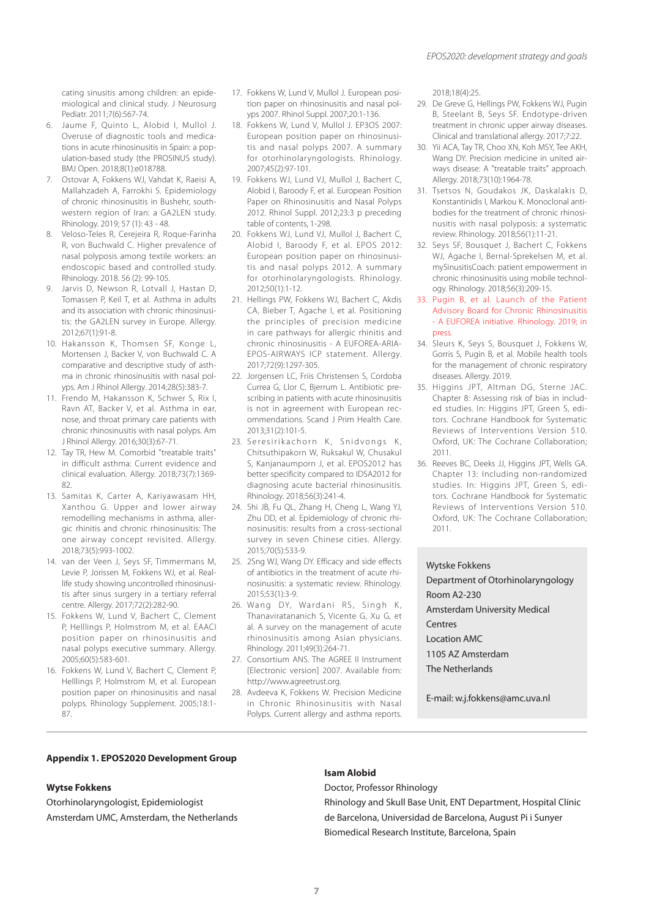cating sinusitis among children: an epidemiological and clinical study. J Neurosurg Pediatr. 2011;7(6):567-74.

6. Jaume F, Quinto L, Alobid I, Mullol J. Overuse of diagnostic tools and medications in acute rhinosinusitis in Spain: a population-based study (the PROSINUS study). BMJ Open. 2018;8(1):e018788.
7. Ostovar A, Fokkens WJ, Vahdat K, Raeisi A, Mallahzadeh A, Farrokhi S. Epidemiology of chronic rhinosinusitis in Bushehr, southwestern region of Iran: a GA2LEN study. Rhinology. 2019; 57 (1): 43 - 48.
8. Veloso-Teles R, Cerejeira R, Roque-Farinha R, von Buchwald C. Higher prevalence of nasal polyposis among textile workers: an endoscopic based and controlled study. Rhinology. 2018. 56 (2): 99-105.
9. Jarvis D, Newson R, Lotvall J, Hastan D, Tomassen P, Keil T, et al. Asthma in adults and its association with chronic rhinosinusitis: the GA2LEN survey in Europe. Allergy. 2012;67(1):91-8.
10. Hakansson K, Thomsen SF, Konge L, Mortensen J, Backer V, von Buchwald C. A comparative and descriptive study of asthma in chronic rhinosinusitis with nasal polyps. Am J Rhinol Allergy. 2014;28(5):383-7.
11. Frendo M, Hakansson K, Schwer S, Rix I, Ravn AT, Backer V, et al. Asthma in ear, nose, and throat primary care patients with chronic rhinosinusitis with nasal polyps. Am J Rhinol Allergy. 2016;30(3):67-71.
12. Tay TR, Hew M. Comorbid "treatable traits" in difficult asthma: Current evidence and clinical evaluation. Allergy. 2018;73(7):1369-82.
13. Samitas K, Carter A, Kariyawasam HH, Xanthou G. Upper and lower airway remodelling mechanisms in asthma, allergic rhinitis and chronic rhinosinusitis: The one airway concept revisited. Allergy. 2018;73(5):993-1002.
14. van der Veen J, Seys SF, Timmermans M, Levie P, Jorissen M, Fokkens WJ, et al. Real-life study showing uncontrolled rhinosinusitis after sinus surgery in a tertiary referral centre. Allergy. 2017;72(2):282-90.
15. Fokkens W, Lund V, Bachert C, Clement P, Helllings P, Holmstrom M, et al. EAACI position paper on rhinosinusitis and nasal polyps executive summary. Allergy. 2005;60(5):583-601.
16. Fokkens W, Lund V, Bachert C, Clement P, Helllings P, Holmstrom M, et al. European position paper on rhinosinusitis and nasal polyps. Rhinology Supplement. 2005;18:1-87.
17. Fokkens W, Lund V, Mullol J. European position paper on rhinosinusitis and nasal polyps 2007. Rhinol Suppl. 2007;20:1-136.
18. Fokkens W, Lund V, Mullol J. EP3OS 2007: European position paper on rhinosinusitis and nasal polyps 2007. A summary for otorhinolaryngologists. Rhinology. 2007;45(2):97-101.
19. Fokkens WJ, Lund VJ, Mullol J, Bachert C, Alobid I, Baroody F, et al. European Position Paper on Rhinosinusitis and Nasal Polyps 2012. Rhinol Suppl. 2012;23:3 p preceding table of contents, 1-298.
20. Fokkens WJ, Lund VJ, Mullol J, Bachert C, Alobid I, Baroody F, et al. EPOS 2012: European position paper on rhinosinusitis and nasal polyps 2012. A summary for otorhinolaryngologists. Rhinology. 2012;50(1):1-12.
21. Hellings PW, Fokkens WJ, Bachert C, Akdis CA, Bieber T, Agache I, et al. Positioning the principles of precision medicine in care pathways for allergic rhinitis and chronic rhinosinusitis - A EUFOREA-ARIA-EPOS-AIRWAYS ICP statement. Allergy. 2017;72(9):1297-305.
22. Jorgensen LC, Friis Christensen S, Cordoba Currea G, Llor C, Bjerrum L. Antibiotic prescribing in patients with acute rhinosinusitis is not in agreement with European recommendations. Scand J Prim Health Care. 2013;31(2):101-5.
23. Seresirikachorn K, Snidvongs K, Chitsuthipakorn W, Ruksakul W, Chusakul S, Kanjanaumporn J, et al. EPOS2012 has better specificity compared to IDSA2012 for diagnosing acute bacterial rhinosinusitis. Rhinology. 2018;56(3):241-4.
24. Shi JB, Fu QL, Zhang H, Cheng L, Wang YJ, Zhu DD, et al. Epidemiology of chronic rhinosinusitis: results from a cross-sectional survey in seven Chinese cities. Allergy. 2015;70(5):533-9.
25. 2Sng WJ, Wang DY. Efficacy and side effects of antibiotics in the treatment of acute rhinosinusitis: a systematic review. Rhinology. 2015;53(1):3-9.
26. Wang DY, Wardani RS, Singh K, Thanaviratananich S, Vicente G, Xu G, et al. A survey on the management of acute rhinosinusitis among Asian physicians. Rhinology. 2011;49(3):264-71.
27. Consortium ANS. The AGREE II Instrument [Electronic version] 2007. Available from: http://www.agreetrust.org.
28. Avdeeva K, Fokkens W. Precision Medicine in Chronic Rhinosinusitis with Nasal Polyps. Current allergy and asthma reports. 2018;18(4):25.
29. De Greve G, Hellings PW, Fokkens WJ, Pugin B, Steelant B, Seys SF. Endotype-driven treatment in chronic upper airway diseases. Clinical and translational allergy. 2017;7:22.
30. Yii ACA, Tay TR, Choo XN, Koh MSY, Tee AKH, Wang DY. Precision medicine in united airways disease: A "treatable traits" approach. Allergy. 2018;73(10):1964-78.
31. Tsetsos N, Goudakos JK, Daskalakis D, Konstantinidis I, Markou K. Monoclonal antibodies for the treatment of chronic rhinosinusitis with nasal polyposis: a systematic review. Rhinology. 2018;56(1):11-21.
32. Seys SF, Bousquet J, Bachert C, Fokkens WJ, Agache I, Bernal-Sprekelsen M, et al. mySinusitisCoach: patient empowerment in chronic rhinosinusitis using mobile technology. Rhinology. 2018;56(3):209-15.
33. Pugin B, et al. Launch of the Patient Advisory Board for Chronic Rhinosinusitis - A EUFOREA initiative. Rhinology. 2019; in press.
34. Sleurs K, Seys S, Bousquet J, Fokkens W, Gorris S, Pugin B, et al. Mobile health tools for the management of chronic respiratory diseases. Allergy. 2019.
35. Higgins JPT, Altman DG, Sterne JAC. Chapter 8: Assessing risk of bias in included studies. In: Higgins JPT, Green S, editors. Cochrane Handbook for Systematic Reviews of Interventions Version 510. Oxford, UK: The Cochrane Collaboration; 2011.
36. Reeves BC, Deeks JJ, Higgins JPT, Wells GA. Chapter 13: Including non-randomized studies. In: Higgins JPT, Green S, editors. Cochrane Handbook for Systematic Reviews of Interventions Version 510. Oxford, UK: The Cochrane Collaboration; 2011.

Wytske Fokkens
Department of Otorhinolaryngology
Room A2-230
Amsterdam University Medical Centres
Location AMC
1105 AZ Amsterdam
The Netherlands

E-mail: w.j.fokkens@amc.uva.nl

**Appendix 1. EPOS2020 Development Group**

**Wytse Fokkens**
Otorhinolaryngologist, Epidemiologist
Amsterdam UMC, Amsterdam, the Netherlands

**Isam Alobid**
Doctor, Professor Rhinology
Rhinology and Skull Base Unit, ENT Department, Hospital Clínic de Barcelona, Universidad de Barcelona, August Pi i Sunyer Biomedical Research Institute, Barcelona, Spain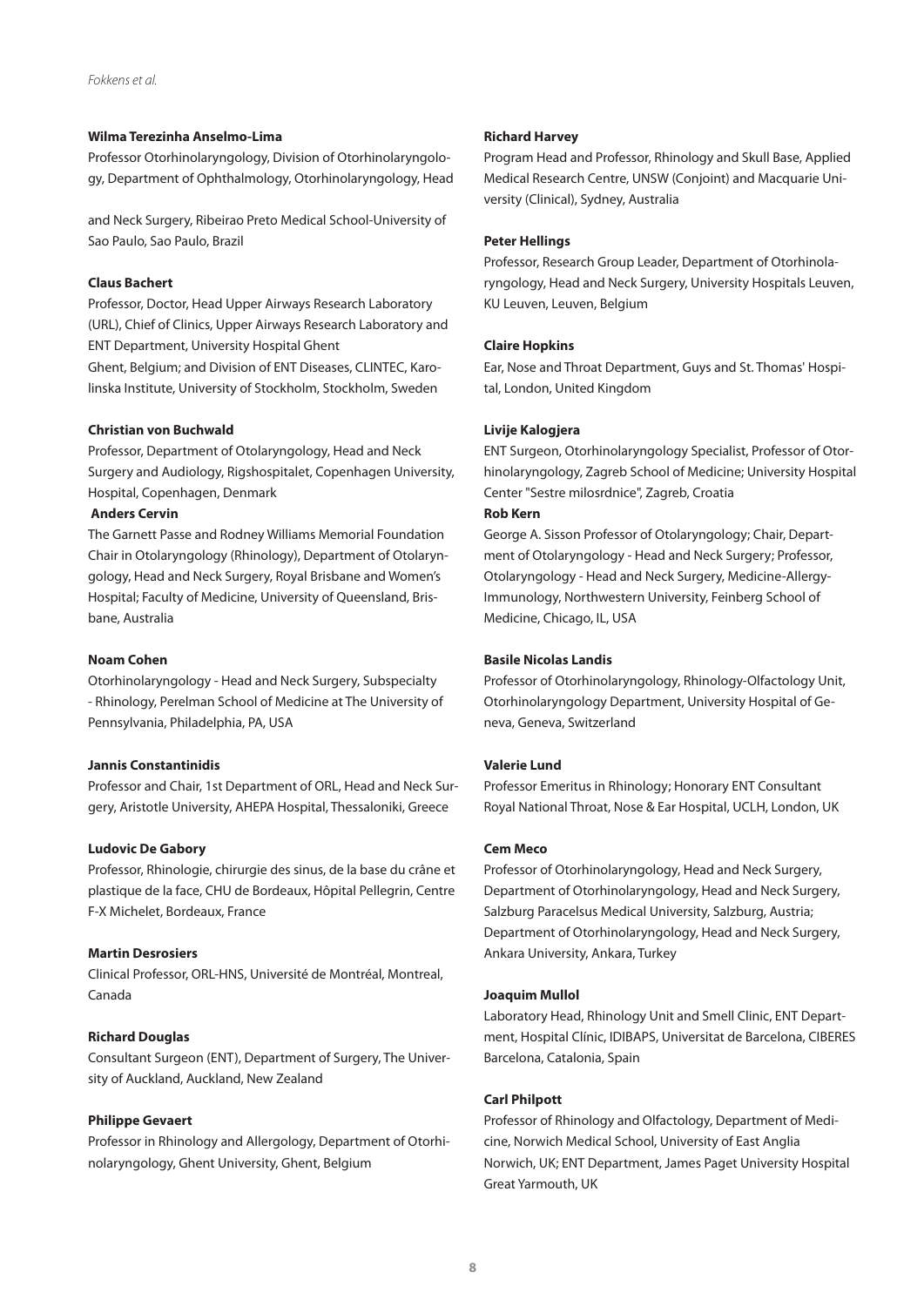**Wilma Terezinha Anselmo-Lima**

Professor Otorhinolaryngology, Division of Otorhinolaryngology, Department of Ophthalmology, Otorhinolaryngology, Head and Neck Surgery, Ribeirao Preto Medical School-University of Sao Paulo, Sao Paulo, Brazil

**Claus Bachert**

Professor, Doctor, Head Upper Airways Research Laboratory (URL), Chief of Clinics, Upper Airways Research Laboratory and ENT Department, University Hospital Ghent Ghent, Belgium; and Division of ENT Diseases, CLINTEC, Karolinska Institute, University of Stockholm, Stockholm, Sweden

**Christian von Buchwald**

Professor, Department of Otolaryngology, Head and Neck Surgery and Audiology, Rigshospitalet, Copenhagen University, Hospital, Copenhagen, Denmark

**Anders Cervin**

The Garnett Passe and Rodney Williams Memorial Foundation Chair in Otolaryngology (Rhinology), Department of Otolaryngology, Head and Neck Surgery, Royal Brisbane and Women's Hospital; Faculty of Medicine, University of Queensland, Brisbane, Australia

**Noam Cohen**

Otorhinolaryngology - Head and Neck Surgery, Subspecialty - Rhinology, Perelman School of Medicine at The University of Pennsylvania, Philadelphia, PA, USA

**Jannis Constantinidis**

Professor and Chair, 1st Department of ORL, Head and Neck Surgery, Aristotle University, AHEPA Hospital, Thessaloniki, Greece

**Ludovic De Gabory**

Professor, Rhinologie, chirurgie des sinus, de la base du crâne et plastique de la face, CHU de Bordeaux, Hôpital Pellegrin, Centre F-X Michelet, Bordeaux, France

**Martin Desrosiers**

Clinical Professor, ORL-HNS, Université de Montréal, Montreal, Canada

**Richard Douglas**

Consultant Surgeon (ENT), Department of Surgery, The University of Auckland, Auckland, New Zealand

**Philippe Gevaert**

Professor in Rhinology and Allergology, Department of Otorhinolaryngology, Ghent University, Ghent, Belgium

**Richard Harvey**

Program Head and Professor, Rhinology and Skull Base, Applied Medical Research Centre, UNSW (Conjoint) and Macquarie University (Clinical), Sydney, Australia

**Peter Hellings**

Professor, Research Group Leader, Department of Otorhinolaryngology, Head and Neck Surgery, University Hospitals Leuven, KU Leuven, Leuven, Belgium

**Claire Hopkins**

Ear, Nose and Throat Department, Guys and St. Thomas' Hospital, London, United Kingdom

**Livije Kalogjera**

ENT Surgeon, Otorhinolaryngology Specialist, Professor of Otorhinolaryngology, Zagreb School of Medicine; University Hospital Center "Sestre milosrdnice", Zagreb, Croatia

**Rob Kern**

George A. Sisson Professor of Otolaryngology; Chair, Department of Otolaryngology - Head and Neck Surgery; Professor, Otolaryngology - Head and Neck Surgery, Medicine-Allergy-Immunology, Northwestern University, Feinberg School of Medicine, Chicago, IL, USA

**Basile Nicolas Landis**

Professor of Otorhinolaryngology, Rhinology-Olfactology Unit, Otorhinolaryngology Department, University Hospital of Geneva, Geneva, Switzerland

**Valerie Lund**

Professor Emeritus in Rhinology; Honorary ENT Consultant Royal National Throat, Nose & Ear Hospital, UCLH, London, UK

**Cem Meco**

Professor of Otorhinolaryngology, Head and Neck Surgery, Department of Otorhinolaryngology, Head and Neck Surgery, Salzburg Paracelsus Medical University, Salzburg, Austria; Department of Otorhinolaryngology, Head and Neck Surgery, Ankara University, Ankara, Turkey

**Joaquim Mullol**

Laboratory Head, Rhinology Unit and Smell Clinic, ENT Department, Hospital Clínic, IDIBAPS, Universitat de Barcelona, CIBERES Barcelona, Catalonia, Spain

**Carl Philpott**

Professor of Rhinology and Olfactology, Department of Medicine, Norwich Medical School, University of East Anglia Norwich, UK; ENT Department, James Paget University Hospital Great Yarmouth, UK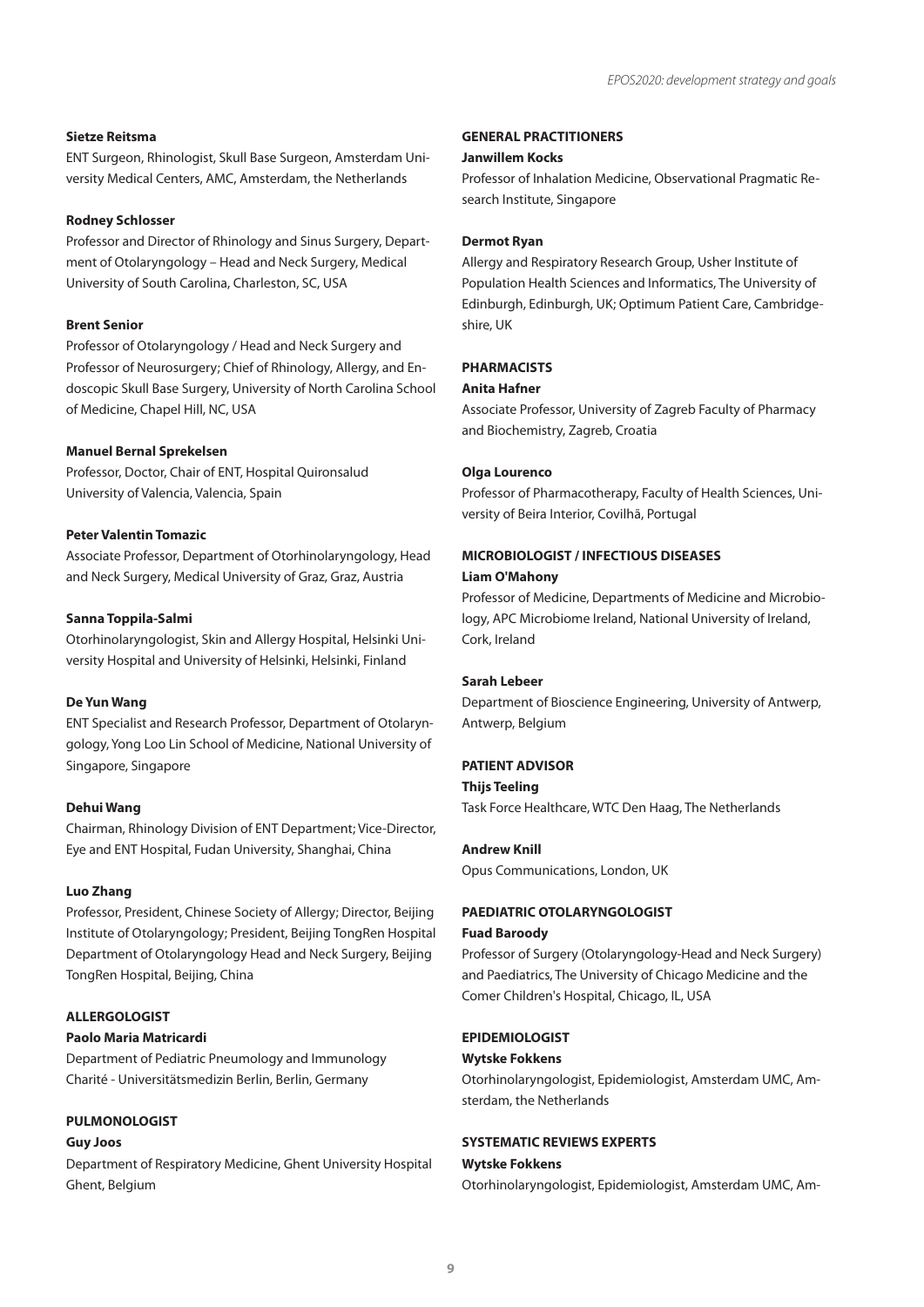**Sietze Reitsma**

ENT Surgeon, Rhinologist, Skull Base Surgeon, Amsterdam University Medical Centers, AMC, Amsterdam, the Netherlands

**Rodney Schlosser**

Professor and Director of Rhinology and Sinus Surgery, Department of Otolaryngology – Head and Neck Surgery, Medical University of South Carolina, Charleston, SC, USA

**Brent Senior**

Professor of Otolaryngology / Head and Neck Surgery and Professor of Neurosurgery; Chief of Rhinology, Allergy, and Endoscopic Skull Base Surgery, University of North Carolina School of Medicine, Chapel Hill, NC, USA

**Manuel Bernal Sprekelsen**

Professor, Doctor, Chair of ENT, Hospital Quironsalud University of Valencia, Valencia, Spain

**Peter Valentin Tomazic**

Associate Professor, Department of Otorhinolaryngology, Head and Neck Surgery, Medical University of Graz, Graz, Austria

**Sanna Toppila-Salmi**

Otorhinolaryngologist, Skin and Allergy Hospital, Helsinki University Hospital and University of Helsinki, Helsinki, Finland

**De Yun Wang**

ENT Specialist and Research Professor, Department of Otolaryngology, Yong Loo Lin School of Medicine, National University of Singapore, Singapore

**Dehui Wang**

Chairman, Rhinology Division of ENT Department; Vice-Director, Eye and ENT Hospital, Fudan University, Shanghai, China

**Luo Zhang**

Professor, President, Chinese Society of Allergy; Director, Beijing Institute of Otolaryngology; President, Beijing TongRen Hospital Department of Otolaryngology Head and Neck Surgery, Beijing TongRen Hospital, Beijing, China

**ALLERGOLOGIST**

**Paolo Maria Matricardi**

Department of Pediatric Pneumology and Immunology Charité - Universitätsmedizin Berlin, Berlin, Germany

**PULMONOLOGIST**

**Guy Joos**

Department of Respiratory Medicine, Ghent University Hospital Ghent, Belgium

**GENERAL PRACTITIONERS**

**Janwillem Kocks**

Professor of Inhalation Medicine, Observational Pragmatic Research Institute, Singapore

**Dermot Ryan**

Allergy and Respiratory Research Group, Usher Institute of Population Health Sciences and Informatics, The University of Edinburgh, Edinburgh, UK; Optimum Patient Care, Cambridgeshire, UK

**PHARMACISTS**

**Anita Hafner**

Associate Professor, University of Zagreb Faculty of Pharmacy and Biochemistry, Zagreb, Croatia

**Olga Lourenco**

Professor of Pharmacotherapy, Faculty of Health Sciences, University of Beira Interior, Covilhã, Portugal

**MICROBIOLOGIST / INFECTIOUS DISEASES**

**Liam O'Mahony**

Professor of Medicine, Departments of Medicine and Microbiology, APC Microbiome Ireland, National University of Ireland, Cork, Ireland

**Sarah Lebeer**

Department of Bioscience Engineering, University of Antwerp, Antwerp, Belgium

**PATIENT ADVISOR**

**Thijs Teeling**

Task Force Healthcare, WTC Den Haag, The Netherlands

**Andrew Knill**

Opus Communications, London, UK

**PAEDIATRIC OTOLARYNGOLOGIST**

**Fuad Baroody**

Professor of Surgery (Otolaryngology-Head and Neck Surgery) and Paediatrics, The University of Chicago Medicine and the Comer Children's Hospital, Chicago, IL, USA

**EPIDEMIOLOGIST**

**Wytske Fokkens**

Otorhinolaryngologist, Epidemiologist, Amsterdam UMC, Amsterdam, the Netherlands

**SYSTEMATIC REVIEWS EXPERTS**

**Wytske Fokkens**

Otorhinolaryngologist, Epidemiologist, Amsterdam UMC, Am-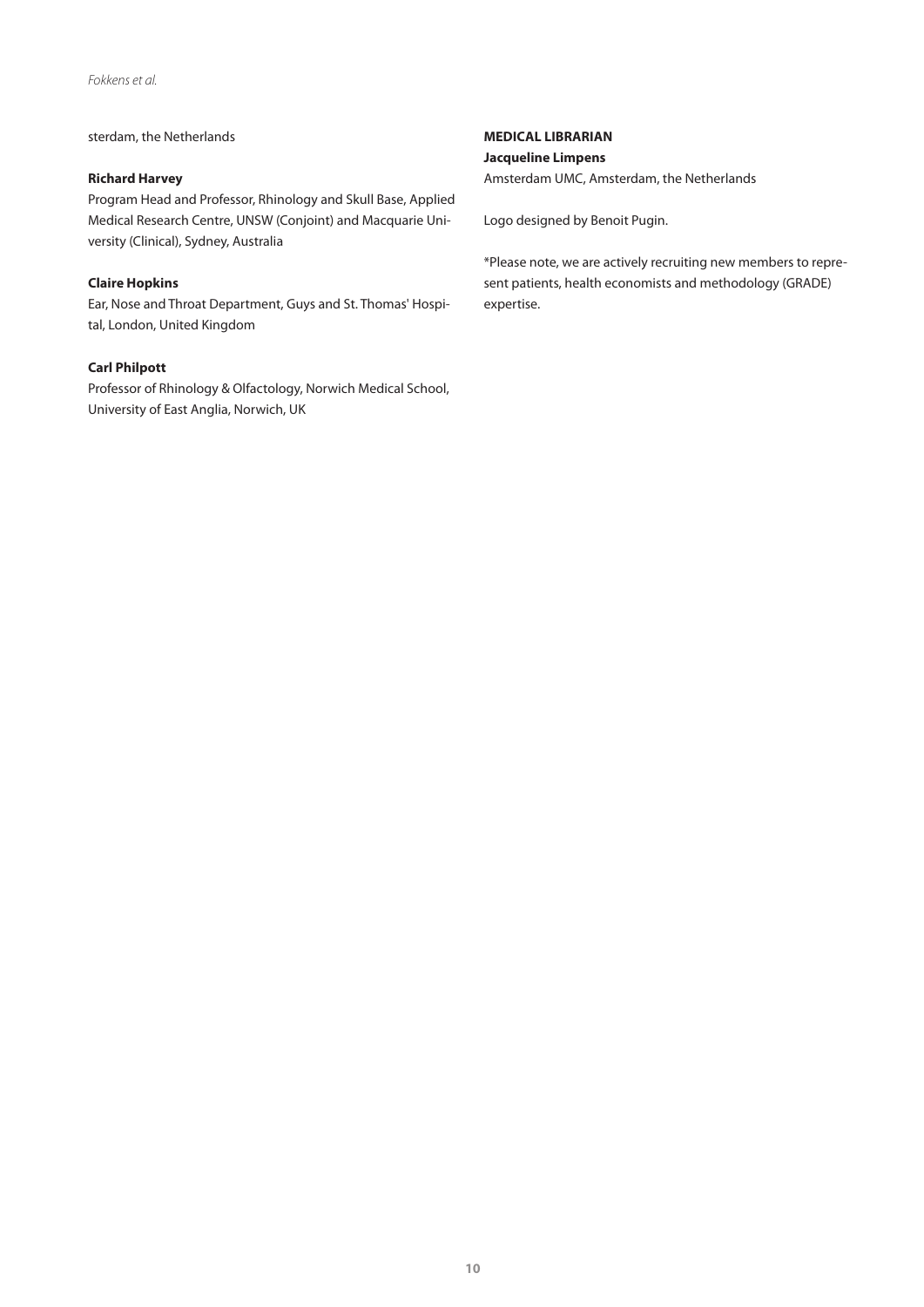sterdam, the Netherlands

**Richard Harvey**
Program Head and Professor, Rhinology and Skull Base, Applied Medical Research Centre, UNSW (Conjoint) and Macquarie University (Clinical), Sydney, Australia

**Claire Hopkins**
Ear, Nose and Throat Department, Guys and St. Thomas' Hospital, London, United Kingdom

**Carl Philpott**
Professor of Rhinology & Olfactology, Norwich Medical School, University of East Anglia, Norwich, UK

**MEDICAL LIBRARIAN**

**Jacqueline Limpens**
Amsterdam UMC, Amsterdam, the Netherlands

Logo designed by Benoit Pugin.

*Please note, we are actively recruiting new members to represent patients, health economists and methodology (GRADE) expertise.